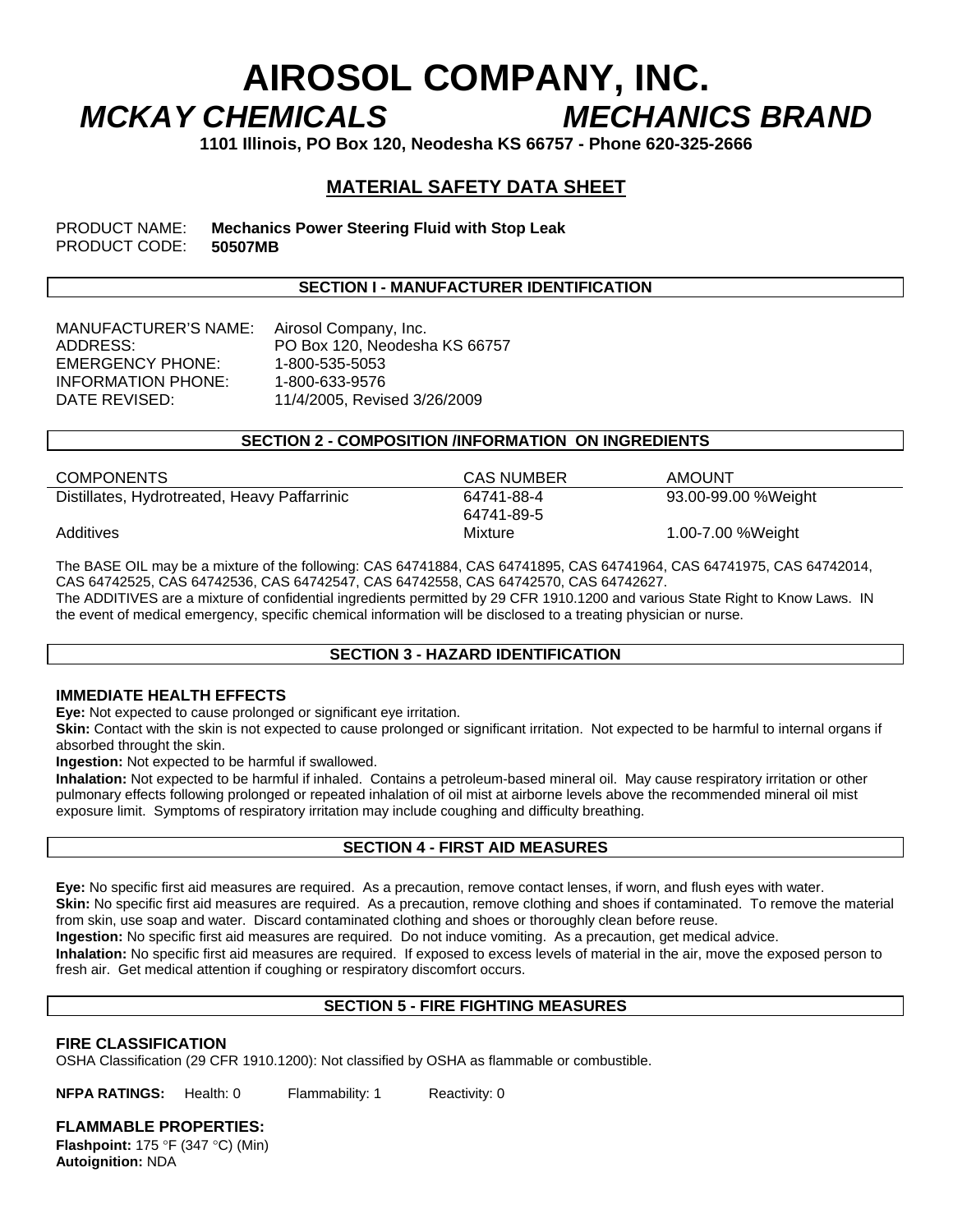# AIROSOL COMPANY, INC.

## *MCKAY CHEMICALS* *MECHANICS BRAND*

**1101 Illinois, PO Box 120, Neodesha KS 66757 - Phone 620-325-2666**

## MATERIAL SAFETY DATA SHEET

PRODUCT NAME: **Mechanics Power Steering Fluid with Stop Leak**
PRODUCT CODE: **50507MB**

### SECTION I - MANUFACTURER IDENTIFICATION

MANUFACTURER'S NAME: Airosol Company, Inc.
ADDRESS: PO Box 120, Neodesha KS 66757
EMERGENCY PHONE: 1-800-535-5053
INFORMATION PHONE: 1-800-633-9576
DATE REVISED: 11/4/2005, Revised 3/26/2009

### SECTION 2 - COMPOSITION /INFORMATION ON INGREDIENTS

| COMPONENTS | CAS NUMBER | AMOUNT |
| --- | --- | --- |
| Distillates, Hydrotreated, Heavy Paffarrinic | 64741-88-4<br>64741-89-5 | 93.00-99.00 %Weight |
| Additives | Mixture | 1.00-7.00 %Weight |

The BASE OIL may be a mixture of the following: CAS 64741884, CAS 64741895, CAS 64741964, CAS 64741975, CAS 64742014, CAS 64742525, CAS 64742536, CAS 64742547, CAS 64742558, CAS 64742570, CAS 64742627.
The ADDITIVES are a mixture of confidential ingredients permitted by 29 CFR 1910.1200 and various State Right to Know Laws. IN the event of medical emergency, specific chemical information will be disclosed to a treating physician or nurse.

### SECTION 3 - HAZARD IDENTIFICATION

#### IMMEDIATE HEALTH EFFECTS

**Eye:** Not expected to cause prolonged or significant eye irritation.
**Skin:** Contact with the skin is not expected to cause prolonged or significant irritation. Not expected to be harmful to internal organs if absorbed throught the skin.
**Ingestion:** Not expected to be harmful if swallowed.
**Inhalation:** Not expected to be harmful if inhaled. Contains a petroleum-based mineral oil. May cause respiratory irritation or other pulmonary effects following prolonged or repeated inhalation of oil mist at airborne levels above the recommended mineral oil mist exposure limit. Symptoms of respiratory irritation may include coughing and difficulty breathing.

### SECTION 4 - FIRST AID MEASURES

**Eye:** No specific first aid measures are required. As a precaution, remove contact lenses, if worn, and flush eyes with water.
**Skin:** No specific first aid measures are required. As a precaution, remove clothing and shoes if contaminated. To remove the material from skin, use soap and water. Discard contaminated clothing and shoes or thoroughly clean before reuse.
**Ingestion:** No specific first aid measures are required. Do not induce vomiting. As a precaution, get medical advice.
**Inhalation:** No specific first aid measures are required. If exposed to excess levels of material in the air, move the exposed person to fresh air. Get medical attention if coughing or respiratory discomfort occurs.

### SECTION 5 - FIRE FIGHTING MEASURES

#### FIRE CLASSIFICATION

OSHA Classification (29 CFR 1910.1200): Not classified by OSHA as flammable or combustible.

**NFPA RATINGS:** Health: 0 Flammability: 1 Reactivity: 0

#### FLAMMABLE PROPERTIES:

**Flashpoint:** 175 °F (347 °C) (Min)
**Autoignition:** NDA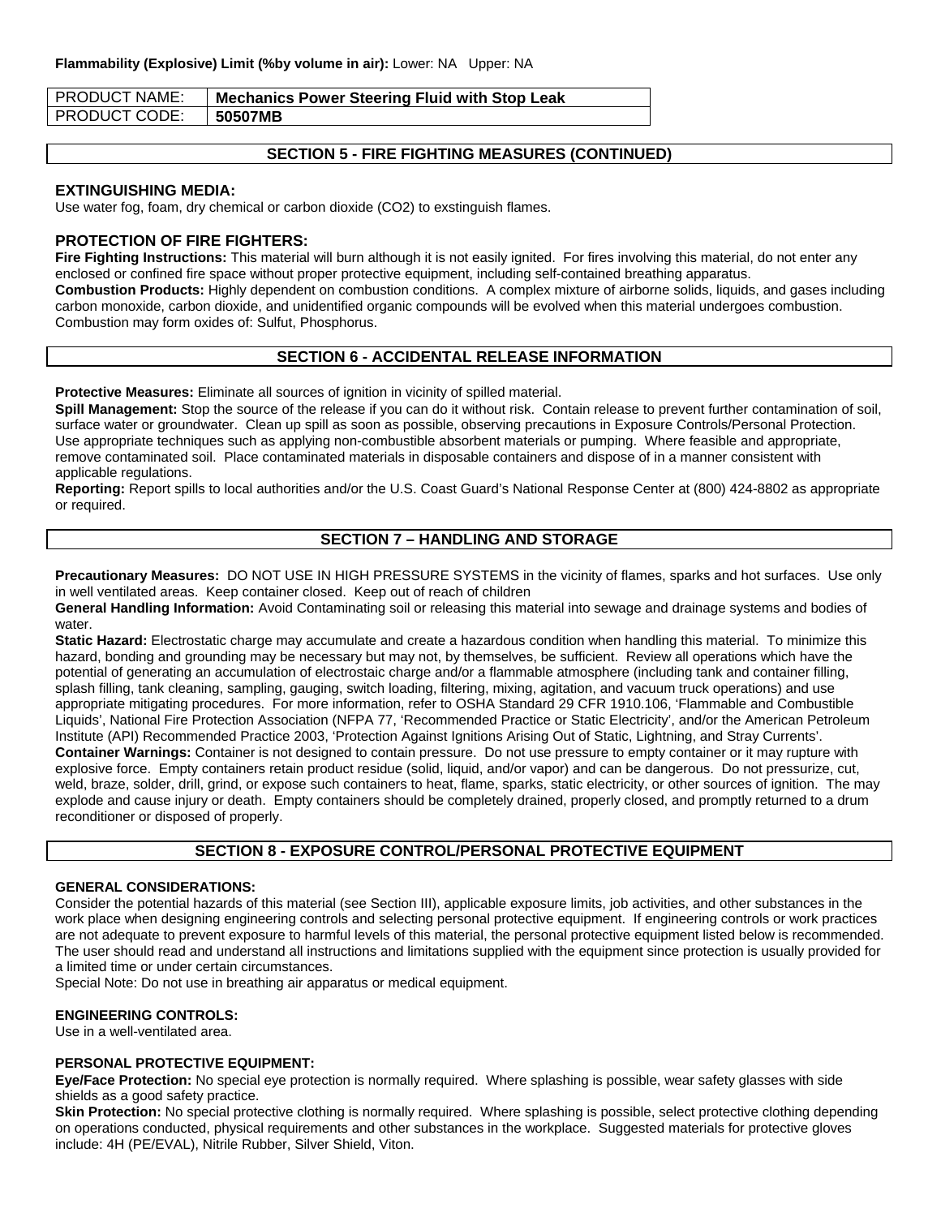**Flammability (Explosive) Limit (%by volume in air):** Lower: NA Upper: NA

| PRODUCT NAME: | **Mechanics Power Steering Fluid with Stop Leak** |
|---|---|
| PRODUCT CODE: | **50507MB** |

## SECTION 5 - FIRE FIGHTING MEASURES (CONTINUED)

### EXTINGUISHING MEDIA:

Use water fog, foam, dry chemical or carbon dioxide ($CO_2$) to exstinguish flames.

### PROTECTION OF FIRE FIGHTERS:

**Fire Fighting Instructions:** This material will burn although it is not easily ignited. For fires involving this material, do not enter any enclosed or confined fire space without proper protective equipment, including self-contained breathing apparatus.
**Combustion Products:** Highly dependent on combustion conditions. A complex mixture of airborne solids, liquids, and gases including carbon monoxide, carbon dioxide, and unidentified organic compounds will be evolved when this material undergoes combustion. Combustion may form oxides of: Sulfut, Phosphorus.

## SECTION 6 - ACCIDENTAL RELEASE INFORMATION

**Protective Measures:** Eliminate all sources of ignition in vicinity of spilled material.
**Spill Management:** Stop the source of the release if you can do it without risk. Contain release to prevent further contamination of soil, surface water or groundwater. Clean up spill as soon as possible, observing precautions in Exposure Controls/Personal Protection. Use appropriate techniques such as applying non-combustible absorbent materials or pumping. Where feasible and appropriate, remove contaminated soil. Place contaminated materials in disposable containers and dispose of in a manner consistent with applicable regulations.
**Reporting:** Report spills to local authorities and/or the U.S. Coast Guard's National Response Center at (800) 424-8802 as appropriate or required.

## SECTION 7 – HANDLING AND STORAGE

**Precautionary Measures:** DO NOT USE IN HIGH PRESSURE SYSTEMS in the vicinity of flames, sparks and hot surfaces. Use only in well ventilated areas. Keep container closed. Keep out of reach of children
**General Handling Information:** Avoid Contaminating soil or releasing this material into sewage and drainage systems and bodies of water.
**Static Hazard:** Electrostatic charge may accumulate and create a hazardous condition when handling this material. To minimize this hazard, bonding and grounding may be necessary but may not, by themselves, be sufficient. Review all operations which have the potential of generating an accumulation of electrostaic charge and/or a flammable atmosphere (including tank and container filling, splash filling, tank cleaning, sampling, gauging, switch loading, filtering, mixing, agitation, and vacuum truck operations) and use appropriate mitigating procedures. For more information, refer to OSHA Standard 29 CFR 1910.106, 'Flammable and Combustible Liquids', National Fire Protection Association (NFPA 77, 'Recommended Practice or Static Electricity', and/or the American Petroleum Institute (API) Recommended Practice 2003, 'Protection Against Ignitions Arising Out of Static, Lightning, and Stray Currents'.
**Container Warnings:** Container is not designed to contain pressure. Do not use pressure to empty container or it may rupture with explosive force. Empty containers retain product residue (solid, liquid, and/or vapor) and can be dangerous. Do not pressurize, cut, weld, braze, solder, drill, grind, or expose such containers to heat, flame, sparks, static electricity, or other sources of ignition. The may explode and cause injury or death. Empty containers should be completely drained, properly closed, and promptly returned to a drum reconditioner or disposed of properly.

## SECTION 8 - EXPOSURE CONTROL/PERSONAL PROTECTIVE EQUIPMENT

### GENERAL CONSIDERATIONS:

Consider the potential hazards of this material (see Section III), applicable exposure limits, job activities, and other substances in the work place when designing engineering controls and selecting personal protective equipment. If engineering controls or work practices are not adequate to prevent exposure to harmful levels of this material, the personal protective equipment listed below is recommended. The user should read and understand all instructions and limitations supplied with the equipment since protection is usually provided for a limited time or under certain circumstances.
Special Note: Do not use in breathing air apparatus or medical equipment.

### ENGINEERING CONTROLS:

Use in a well-ventilated area.

### PERSONAL PROTECTIVE EQUIPMENT:

**Eye/Face Protection:** No special eye protection is normally required. Where splashing is possible, wear safety glasses with side shields as a good safety practice.
**Skin Protection:** No special protective clothing is normally required. Where splashing is possible, select protective clothing depending on operations conducted, physical requirements and other substances in the workplace. Suggested materials for protective gloves include: 4H (PE/EVAL), Nitrile Rubber, Silver Shield, Viton.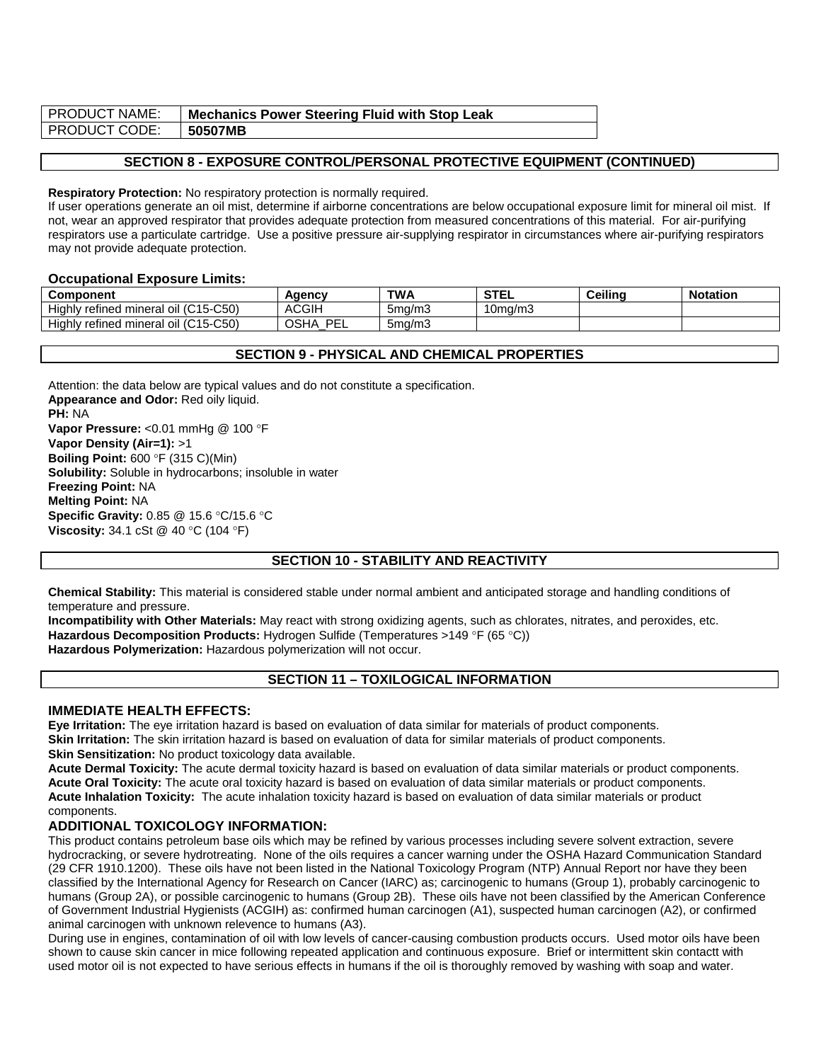| PRODUCT NAME: | **Mechanics Power Steering Fluid with Stop Leak** |
| --- | --- |
| PRODUCT CODE: | **50507MB** |

## SECTION 8 - EXPOSURE CONTROL/PERSONAL PROTECTIVE EQUIPMENT (CONTINUED)

**Respiratory Protection:** No respiratory protection is normally required.
If user operations generate an oil mist, determine if airborne concentrations are below occupational exposure limit for mineral oil mist. If not, wear an approved respirator that provides adequate protection from measured concentrations of this material. For air-purifying respirators use a particulate cartridge. Use a positive pressure air-supplying respirator in circumstances where air-purifying respirators may not provide adequate protection.

### Occupational Exposure Limits:

| Component | Agency | TWA | STEL | Ceiling | Notation |
| --- | --- | --- | --- | --- | --- |
| Highly refined mineral oil (C15-C50) | ACGIH | 5mg/m3 | 10mg/m3 | | |
| Highly refined mineral oil (C15-C50) | OSHA_PEL | 5mg/m3 | | | |

## SECTION 9 - PHYSICAL AND CHEMICAL PROPERTIES

Attention: the data below are typical values and do not constitute a specification.
**Appearance and Odor:** Red oily liquid.
**PH:** NA
**Vapor Pressure:** <0.01 mmHg @ 100 °F
**Vapor Density (Air=1):** >1
**Boiling Point:** 600 °F (315 C)(Min)
**Solubility:** Soluble in hydrocarbons; insoluble in water
**Freezing Point:** NA
**Melting Point:** NA
**Specific Gravity:** 0.85 @ 15.6 °C/15.6 °C
**Viscosity:** 34.1 cSt @ 40 °C (104 °F)

## SECTION 10 - STABILITY AND REACTIVITY

**Chemical Stability:** This material is considered stable under normal ambient and anticipated storage and handling conditions of temperature and pressure.
**Incompatibility with Other Materials:** May react with strong oxidizing agents, such as chlorates, nitrates, and peroxides, etc.
**Hazardous Decomposition Products:** Hydrogen Sulfide (Temperatures >149 °F (65 °C))
**Hazardous Polymerization:** Hazardous polymerization will not occur.

## SECTION 11 – TOXILOGICAL INFORMATION

### IMMEDIATE HEALTH EFFECTS:

**Eye Irritation:** The eye irritation hazard is based on evaluation of data similar for materials of product components.
**Skin Irritation:** The skin irritation hazard is based on evaluation of data for similar materials of product components.
**Skin Sensitization:** No product toxicology data available.
**Acute Dermal Toxicity:** The acute dermal toxicity hazard is based on evaluation of data similar materials or product components.
**Acute Oral Toxicity:** The acute oral toxicity hazard is based on evaluation of data similar materials or product components.
**Acute Inhalation Toxicity:** The acute inhalation toxicity hazard is based on evaluation of data similar materials or product components.

### ADDITIONAL TOXICOLOGY INFORMATION:

This product contains petroleum base oils which may be refined by various processes including severe solvent extraction, severe hydrocracking, or severe hydrotreating. None of the oils requires a cancer warning under the OSHA Hazard Communication Standard (29 CFR 1910.1200). These oils have not been listed in the National Toxicology Program (NTP) Annual Report nor have they been classified by the International Agency for Research on Cancer (IARC) as; carcinogenic to humans (Group 1), probably carcinogenic to humans (Group 2A), or possible carcinogenic to humans (Group 2B). These oils have not been classified by the American Conference of Government Industrial Hygienists (ACGIH) as: confirmed human carcinogen (A1), suspected human carcinogen (A2), or confirmed animal carcinogen with unknown relevence to humans (A3).
During use in engines, contamination of oil with low levels of cancer-causing combustion products occurs. Used motor oils have been shown to cause skin cancer in mice following repeated application and continuous exposure. Brief or intermittent skin contactt with used motor oil is not expected to have serious effects in humans if the oil is thoroughly removed by washing with soap and water.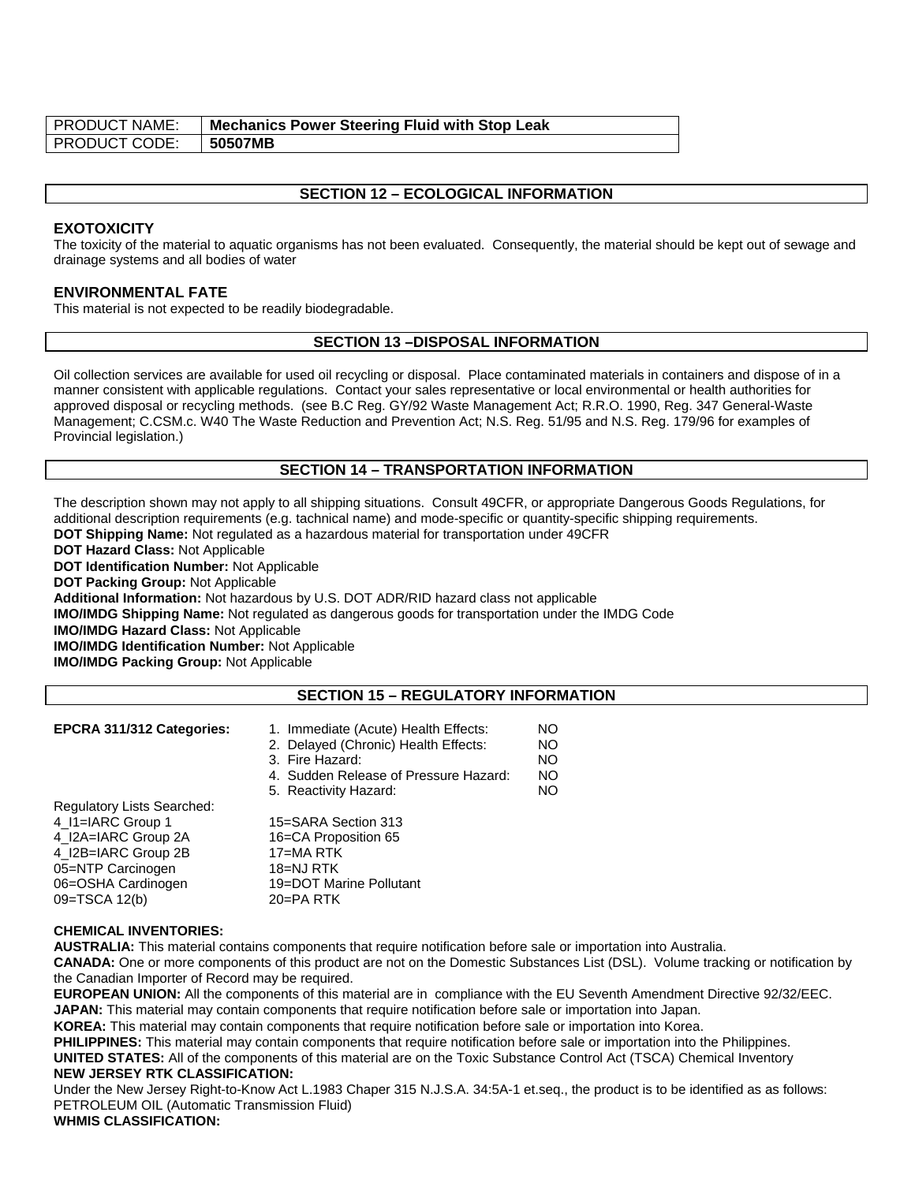| PRODUCT NAME: | **Mechanics Power Steering Fluid with Stop Leak** |
|---|---|
| PRODUCT CODE: | **50507MB** |

## SECTION 12 – ECOLOGICAL INFORMATION

### EXOTOXICITY

The toxicity of the material to aquatic organisms has not been evaluated. Consequently, the material should be kept out of sewage and drainage systems and all bodies of water

### ENVIRONMENTAL FATE

This material is not expected to be readily biodegradable.

## SECTION 13 –DISPOSAL INFORMATION

Oil collection services are available for used oil recycling or disposal. Place contaminated materials in containers and dispose of in a manner consistent with applicable regulations. Contact your sales representative or local environmental or health authorities for approved disposal or recycling methods. (see B.C Reg. GY/92 Waste Management Act; R.R.O. 1990, Reg. 347 General-Waste Management; C.CSM.c. W40 The Waste Reduction and Prevention Act; N.S. Reg. 51/95 and N.S. Reg. 179/96 for examples of Provincial legislation.)

## SECTION 14 – TRANSPORTATION INFORMATION

The description shown may not apply to all shipping situations. Consult 49CFR, or appropriate Dangerous Goods Regulations, for additional description requirements (e.g. tachnical name) and mode-specific or quantity-specific shipping requirements.
**DOT Shipping Name:** Not regulated as a hazardous material for transportation under 49CFR
**DOT Hazard Class:** Not Applicable
**DOT Identification Number:** Not Applicable
**DOT Packing Group:** Not Applicable
**Additional Information:** Not hazardous by U.S. DOT ADR/RID hazard class not applicable
**IMO/IMDG Shipping Name:** Not regulated as dangerous goods for transportation under the IMDG Code
**IMO/IMDG Hazard Class:** Not Applicable
**IMO/IMDG Identification Number:** Not Applicable
**IMO/IMDG Packing Group:** Not Applicable

## SECTION 15 – REGULATORY INFORMATION

| **EPCRA 311/312 Categories:** | 1. Immediate (Acute) Health Effects: | NO |
|---|---|---|
| | 2. Delayed (Chronic) Health Effects: | NO |
| | 3. Fire Hazard: | NO |
| | 4. Sudden Release of Pressure Hazard: | NO |
| | 5. Reactivity Hazard: | NO |

Regulatory Lists Searched:

| | |
|---|---|
| 4_I1=IARC Group 1 | 15=SARA Section 313 |
| 4_I2A=IARC Group 2A | 16=CA Proposition 65 |
| 4_I2B=IARC Group 2B | 17=MA RTK |
| 05=NTP Carcinogen | 18=NJ RTK |
| 06=OSHA Cardinogen | 19=DOT Marine Pollutant |
| 09=TSCA 12(b) | 20=PA RTK |

**CHEMICAL INVENTORIES:**
**AUSTRALIA:** This material contains components that require notification before sale or importation into Australia.
**CANADA:** One or more components of this product are not on the Domestic Substances List (DSL). Volume tracking or notification by the Canadian Importer of Record may be required.
**EUROPEAN UNION:** All the components of this material are in compliance with the EU Seventh Amendment Directive 92/32/EEC.
**JAPAN:** This material may contain components that require notification before sale or importation into Japan.
**KOREA:** This material may contain components that require notification before sale or importation into Korea.
**PHILIPPINES:** This material may contain components that require notification before sale or importation into the Philippines.
**UNITED STATES:** All of the components of this material are on the Toxic Substance Control Act (TSCA) Chemical Inventory
**NEW JERSEY RTK CLASSIFICATION:**
Under the New Jersey Right-to-Know Act L.1983 Chaper 315 N.J.S.A. 34:5A-1 et.seq., the product is to be identified as as follows: PETROLEUM OIL (Automatic Transmission Fluid)
**WHMIS CLASSIFICATION:**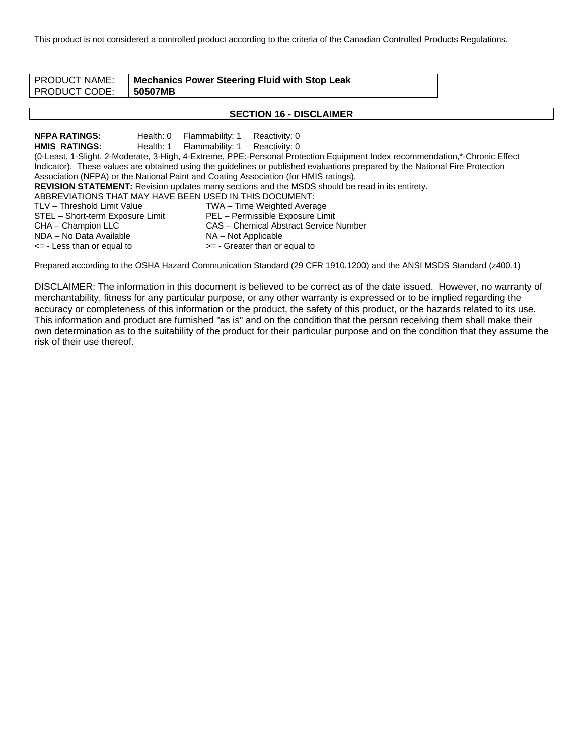This product is not considered a controlled product according to the criteria of the Canadian Controlled Products Regulations.

| | |
|---|---|
| PRODUCT NAME: | **Mechanics Power Steering Fluid with Stop Leak** |
| PRODUCT CODE: | **50507MB** |

## SECTION 16 - DISCLAIMER

**NFPA RATINGS:** Health: 0 Flammability: 1 Reactivity: 0
**HMIS RATINGS:** Health: 1 Flammability: 1 Reactivity: 0
(0-Least, 1-Slight, 2-Moderate, 3-High, 4-Extreme, PPE:-Personal Protection Equipment Index recommendation,*-Chronic Effect Indicator). These values are obtained using the guidelines or published evaluations prepared by the National Fire Protection Association (NFPA) or the National Paint and Coating Association (for HMIS ratings).
**REVISION STATEMENT:** Revision updates many sections and the MSDS should be read in its entirety.
ABBREVIATIONS THAT MAY HAVE BEEN USED IN THIS DOCUMENT:

| | |
|---|---|
| TLV – Threshold Limit Value | TWA – Time Weighted Average |
| STEL – Short-term Exposure Limit | PEL – Permissible Exposure Limit |
| CHA – Champion LLC | CAS – Chemical Abstract Service Number |
| NDA – No Data Available | NA – Not Applicable |
| <= - Less than or equal to | >= - Greater than or equal to |

Prepared according to the OSHA Hazard Communication Standard (29 CFR 1910.1200) and the ANSI MSDS Standard (z400.1)

DISCLAIMER: The information in this document is believed to be correct as of the date issued. However, no warranty of merchantability, fitness for any particular purpose, or any other warranty is expressed or to be implied regarding the accuracy or completeness of this information or the product, the safety of this product, or the hazards related to its use. This information and product are furnished "as is" and on the condition that the person receiving them shall make their own determination as to the suitability of the product for their particular purpose and on the condition that they assume the risk of their use thereof.